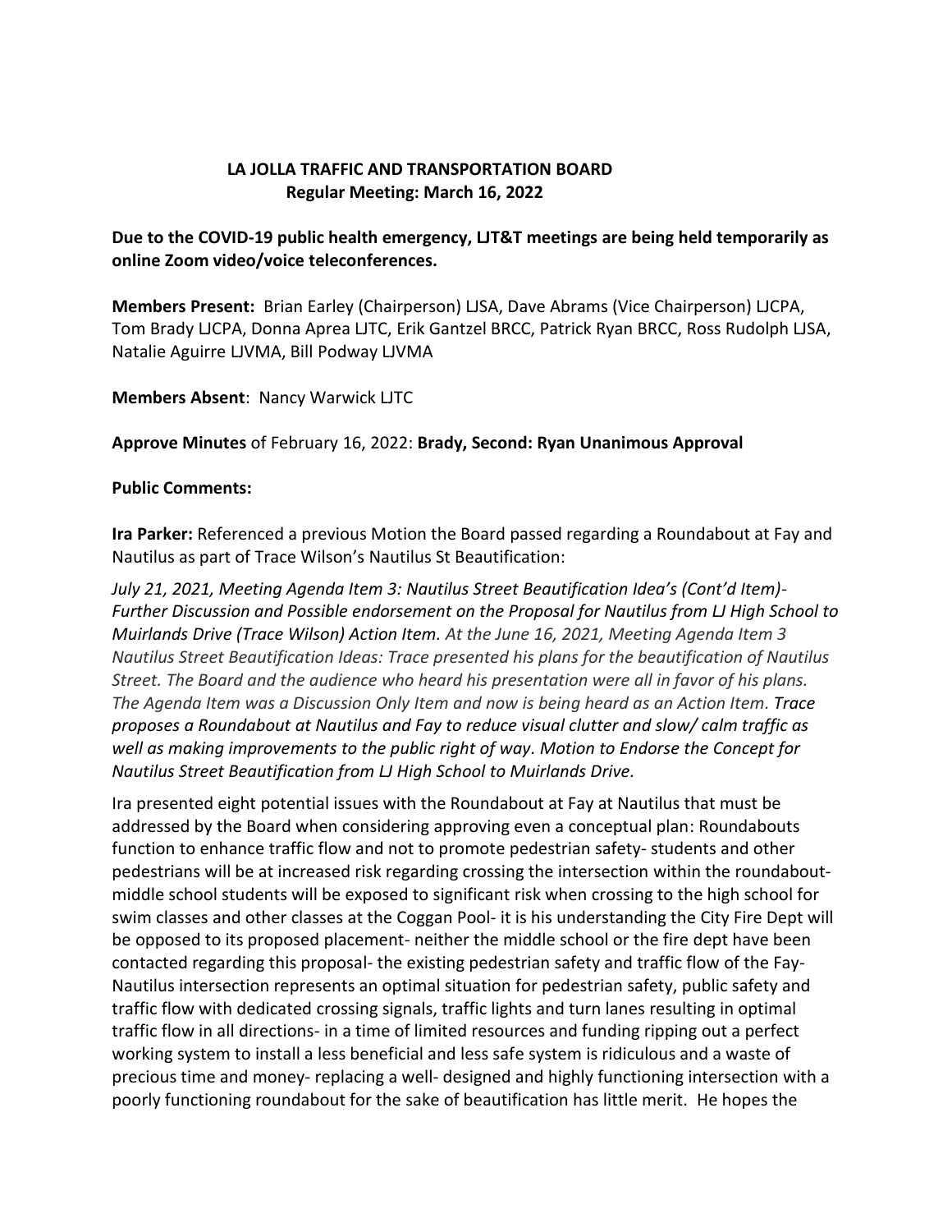# LA JOLLA TRAFFIC AND TRANSPORTATION BOARD

## Regular Meeting: March 16, 2022

**Due to the COVID-19 public health emergency, LJT&T meetings are being held temporarily as online Zoom video/voice teleconferences.**

**Members Present:** Brian Earley (Chairperson) LJSA, Dave Abrams (Vice Chairperson) LJCPA, Tom Brady LJCPA, Donna Aprea LJTC, Erik Gantzel BRCC, Patrick Ryan BRCC, Ross Rudolph LJSA, Natalie Aguirre LJVMA, Bill Podway LJVMA

**Members Absent**: Nancy Warwick LJTC

**Approve Minutes** of February 16, 2022: **Brady, Second: Ryan Unanimous Approval**

**Public Comments:**

**Ira Parker:** Referenced a previous Motion the Board passed regarding a Roundabout at Fay and Nautilus as part of Trace Wilson's Nautilus St Beautification:

*July 21, 2021, Meeting Agenda Item 3: Nautilus Street Beautification Idea's (Cont'd Item)- Further Discussion and Possible endorsement on the Proposal for Nautilus from LJ High School to Muirlands Drive (Trace Wilson) Action Item. At the June 16, 2021, Meeting Agenda Item 3 Nautilus Street Beautification Ideas: Trace presented his plans for the beautification of Nautilus Street. The Board and the audience who heard his presentation were all in favor of his plans. The Agenda Item was a Discussion Only Item and now is being heard as an Action Item. Trace proposes a Roundabout at Nautilus and Fay to reduce visual clutter and slow/ calm traffic as well as making improvements to the public right of way. Motion to Endorse the Concept for Nautilus Street Beautification from LJ High School to Muirlands Drive.*

Ira presented eight potential issues with the Roundabout at Fay at Nautilus that must be addressed by the Board when considering approving even a conceptual plan: Roundabouts function to enhance traffic flow and not to promote pedestrian safety- students and other pedestrians will be at increased risk regarding crossing the intersection within the roundabout- middle school students will be exposed to significant risk when crossing to the high school for swim classes and other classes at the Coggan Pool- it is his understanding the City Fire Dept will be opposed to its proposed placement- neither the middle school or the fire dept have been contacted regarding this proposal- the existing pedestrian safety and traffic flow of the Fay-Nautilus intersection represents an optimal situation for pedestrian safety, public safety and traffic flow with dedicated crossing signals, traffic lights and turn lanes resulting in optimal traffic flow in all directions- in a time of limited resources and funding ripping out a perfect working system to install a less beneficial and less safe system is ridiculous and a waste of precious time and money- replacing a well- designed and highly functioning intersection with a poorly functioning roundabout for the sake of beautification has little merit. He hopes the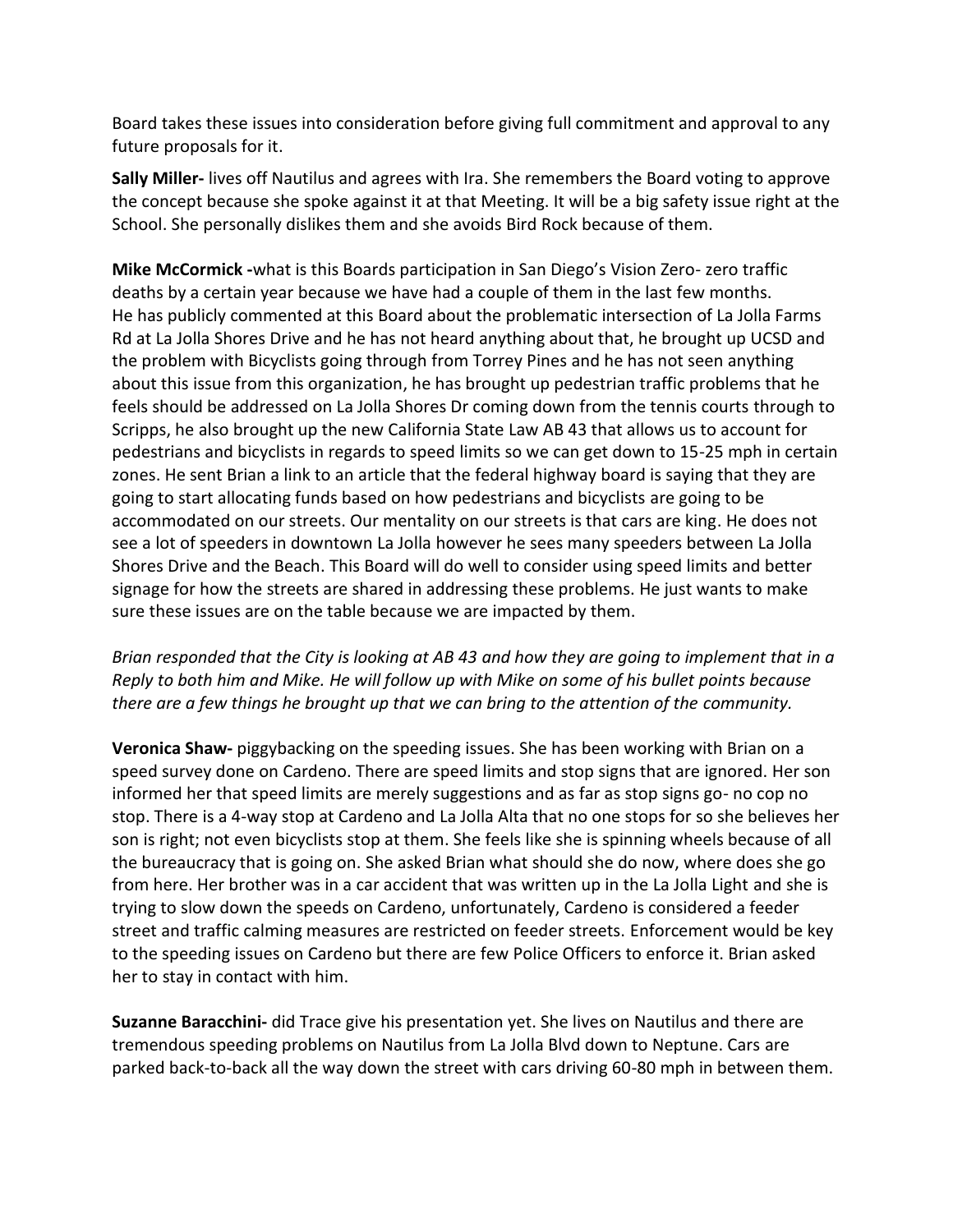Board takes these issues into consideration before giving full commitment and approval to any future proposals for it.

**Sally Miller-** lives off Nautilus and agrees with Ira. She remembers the Board voting to approve the concept because she spoke against it at that Meeting. It will be a big safety issue right at the School. She personally dislikes them and she avoids Bird Rock because of them.

**Mike McCormick -**what is this Boards participation in San Diego's Vision Zero- zero traffic deaths by a certain year because we have had a couple of them in the last few months. He has publicly commented at this Board about the problematic intersection of La Jolla Farms Rd at La Jolla Shores Drive and he has not heard anything about that, he brought up UCSD and the problem with Bicyclists going through from Torrey Pines and he has not seen anything about this issue from this organization, he has brought up pedestrian traffic problems that he feels should be addressed on La Jolla Shores Dr coming down from the tennis courts through to Scripps, he also brought up the new California State Law AB 43 that allows us to account for pedestrians and bicyclists in regards to speed limits so we can get down to 15-25 mph in certain zones. He sent Brian a link to an article that the federal highway board is saying that they are going to start allocating funds based on how pedestrians and bicyclists are going to be accommodated on our streets. Our mentality on our streets is that cars are king. He does not see a lot of speeders in downtown La Jolla however he sees many speeders between La Jolla Shores Drive and the Beach. This Board will do well to consider using speed limits and better signage for how the streets are shared in addressing these problems. He just wants to make sure these issues are on the table because we are impacted by them.

*Brian responded that the City is looking at AB 43 and how they are going to implement that in a Reply to both him and Mike. He will follow up with Mike on some of his bullet points because there are a few things he brought up that we can bring to the attention of the community.*

**Veronica Shaw-** piggybacking on the speeding issues. She has been working with Brian on a speed survey done on Cardeno. There are speed limits and stop signs that are ignored. Her son informed her that speed limits are merely suggestions and as far as stop signs go- no cop no stop. There is a 4-way stop at Cardeno and La Jolla Alta that no one stops for so she believes her son is right; not even bicyclists stop at them. She feels like she is spinning wheels because of all the bureaucracy that is going on. She asked Brian what should she do now, where does she go from here. Her brother was in a car accident that was written up in the La Jolla Light and she is trying to slow down the speeds on Cardeno, unfortunately, Cardeno is considered a feeder street and traffic calming measures are restricted on feeder streets. Enforcement would be key to the speeding issues on Cardeno but there are few Police Officers to enforce it. Brian asked her to stay in contact with him.

**Suzanne Baracchini-** did Trace give his presentation yet. She lives on Nautilus and there are tremendous speeding problems on Nautilus from La Jolla Blvd down to Neptune. Cars are parked back-to-back all the way down the street with cars driving 60-80 mph in between them.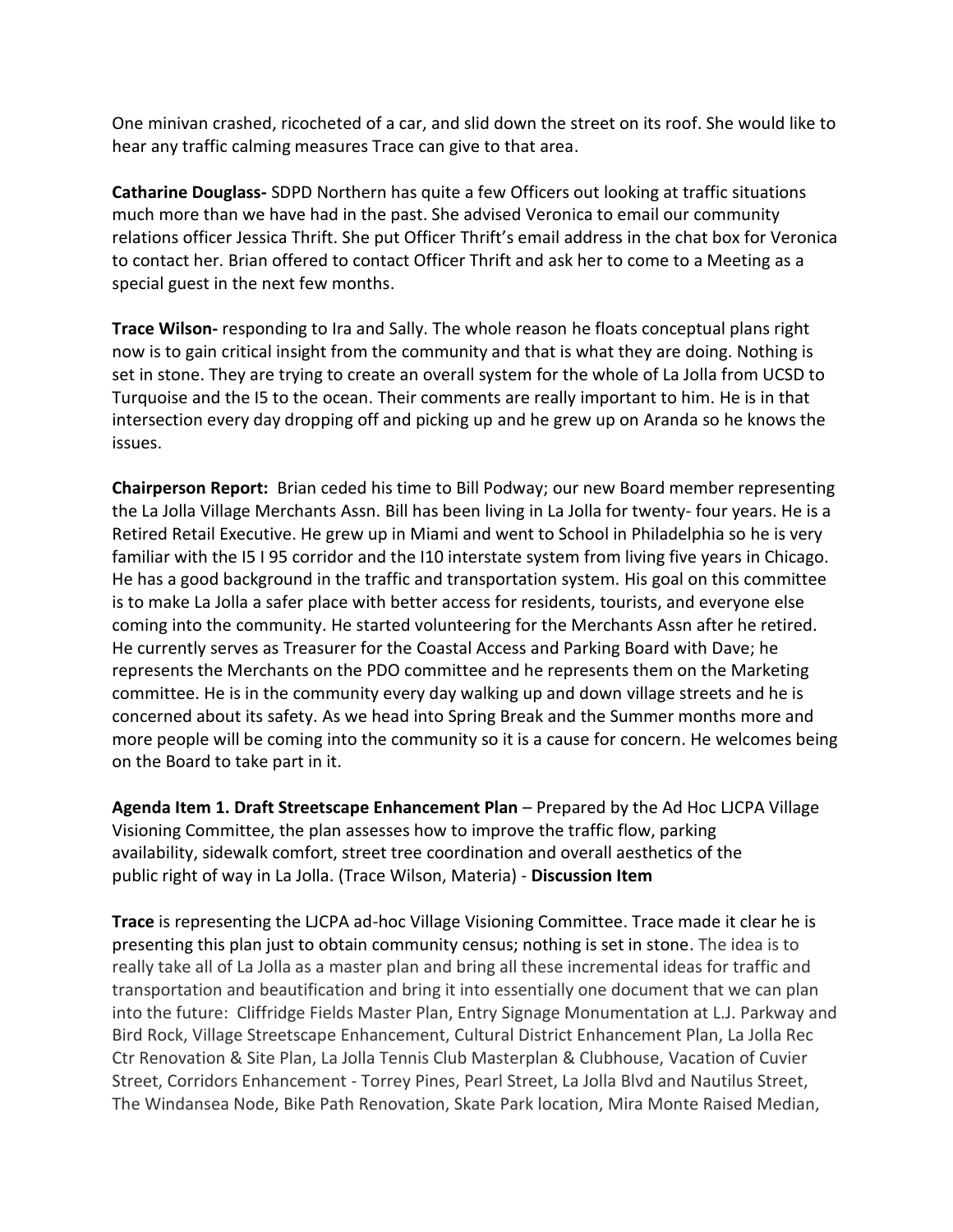One minivan crashed, ricocheted of a car, and slid down the street on its roof. She would like to hear any traffic calming measures Trace can give to that area.

**Catharine Douglass-** SDPD Northern has quite a few Officers out looking at traffic situations much more than we have had in the past. She advised Veronica to email our community relations officer Jessica Thrift. She put Officer Thrift's email address in the chat box for Veronica to contact her. Brian offered to contact Officer Thrift and ask her to come to a Meeting as a special guest in the next few months.

**Trace Wilson-** responding to Ira and Sally. The whole reason he floats conceptual plans right now is to gain critical insight from the community and that is what they are doing. Nothing is set in stone. They are trying to create an overall system for the whole of La Jolla from UCSD to Turquoise and the I5 to the ocean. Their comments are really important to him. He is in that intersection every day dropping off and picking up and he grew up on Aranda so he knows the issues.

**Chairperson Report:** Brian ceded his time to Bill Podway; our new Board member representing the La Jolla Village Merchants Assn. Bill has been living in La Jolla for twenty- four years. He is a Retired Retail Executive. He grew up in Miami and went to School in Philadelphia so he is very familiar with the I5 I 95 corridor and the I10 interstate system from living five years in Chicago. He has a good background in the traffic and transportation system. His goal on this committee is to make La Jolla a safer place with better access for residents, tourists, and everyone else coming into the community. He started volunteering for the Merchants Assn after he retired. He currently serves as Treasurer for the Coastal Access and Parking Board with Dave; he represents the Merchants on the PDO committee and he represents them on the Marketing committee. He is in the community every day walking up and down village streets and he is concerned about its safety. As we head into Spring Break and the Summer months more and more people will be coming into the community so it is a cause for concern. He welcomes being on the Board to take part in it.

**Agenda Item 1. Draft Streetscape Enhancement Plan** – Prepared by the Ad Hoc LJCPA Village Visioning Committee, the plan assesses how to improve the traffic flow, parking availability, sidewalk comfort, street tree coordination and overall aesthetics of the public right of way in La Jolla. (Trace Wilson, Materia) - **Discussion Item**

**Trace** is representing the LJCPA ad-hoc Village Visioning Committee. Trace made it clear he is presenting this plan just to obtain community census; nothing is set in stone. The idea is to really take all of La Jolla as a master plan and bring all these incremental ideas for traffic and transportation and beautification and bring it into essentially one document that we can plan into the future: Cliffridge Fields Master Plan, Entry Signage Monumentation at L.J. Parkway and Bird Rock, Village Streetscape Enhancement, Cultural District Enhancement Plan, La Jolla Rec Ctr Renovation & Site Plan, La Jolla Tennis Club Masterplan & Clubhouse, Vacation of Cuvier Street, Corridors Enhancement - Torrey Pines, Pearl Street, La Jolla Blvd and Nautilus Street, The Windansea Node, Bike Path Renovation, Skate Park location, Mira Monte Raised Median,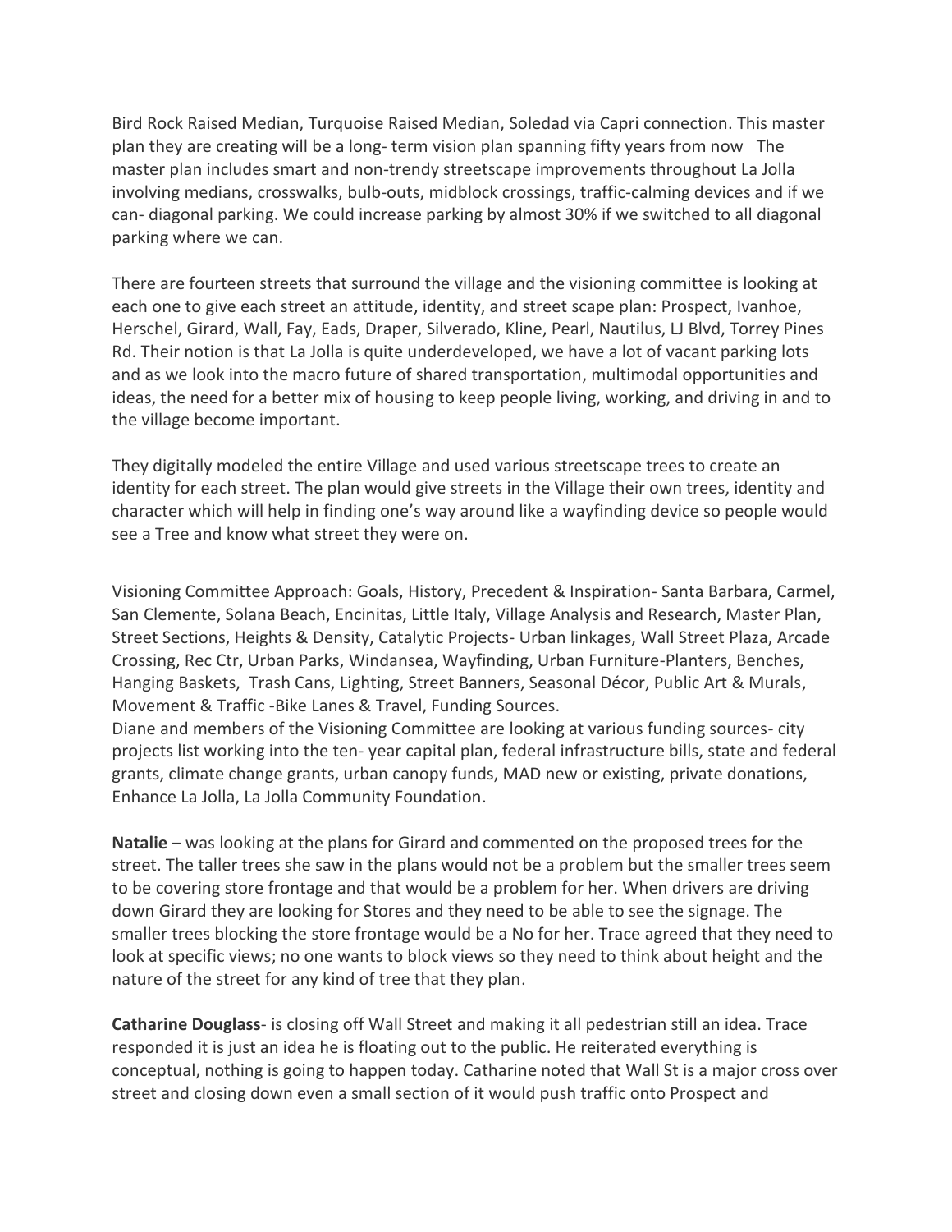Bird Rock Raised Median, Turquoise Raised Median, Soledad via Capri connection. This master plan they are creating will be a long- term vision plan spanning fifty years from now The master plan includes smart and non-trendy streetscape improvements throughout La Jolla involving medians, crosswalks, bulb-outs, midblock crossings, traffic-calming devices and if we can- diagonal parking. We could increase parking by almost 30% if we switched to all diagonal parking where we can.

There are fourteen streets that surround the village and the visioning committee is looking at each one to give each street an attitude, identity, and street scape plan: Prospect, Ivanhoe, Herschel, Girard, Wall, Fay, Eads, Draper, Silverado, Kline, Pearl, Nautilus, LJ Blvd, Torrey Pines Rd. Their notion is that La Jolla is quite underdeveloped, we have a lot of vacant parking lots and as we look into the macro future of shared transportation, multimodal opportunities and ideas, the need for a better mix of housing to keep people living, working, and driving in and to the village become important.

They digitally modeled the entire Village and used various streetscape trees to create an identity for each street. The plan would give streets in the Village their own trees, identity and character which will help in finding one's way around like a wayfinding device so people would see a Tree and know what street they were on.

Visioning Committee Approach: Goals, History, Precedent & Inspiration- Santa Barbara, Carmel, San Clemente, Solana Beach, Encinitas, Little Italy, Village Analysis and Research, Master Plan, Street Sections, Heights & Density, Catalytic Projects- Urban linkages, Wall Street Plaza, Arcade Crossing, Rec Ctr, Urban Parks, Windansea, Wayfinding, Urban Furniture-Planters, Benches, Hanging Baskets, Trash Cans, Lighting, Street Banners, Seasonal Décor, Public Art & Murals, Movement & Traffic -Bike Lanes & Travel, Funding Sources.
Diane and members of the Visioning Committee are looking at various funding sources- city projects list working into the ten- year capital plan, federal infrastructure bills, state and federal grants, climate change grants, urban canopy funds, MAD new or existing, private donations, Enhance La Jolla, La Jolla Community Foundation.

**Natalie** – was looking at the plans for Girard and commented on the proposed trees for the street. The taller trees she saw in the plans would not be a problem but the smaller trees seem to be covering store frontage and that would be a problem for her. When drivers are driving down Girard they are looking for Stores and they need to be able to see the signage. The smaller trees blocking the store frontage would be a No for her. Trace agreed that they need to look at specific views; no one wants to block views so they need to think about height and the nature of the street for any kind of tree that they plan.

**Catharine Douglass**- is closing off Wall Street and making it all pedestrian still an idea. Trace responded it is just an idea he is floating out to the public. He reiterated everything is conceptual, nothing is going to happen today. Catharine noted that Wall St is a major cross over street and closing down even a small section of it would push traffic onto Prospect and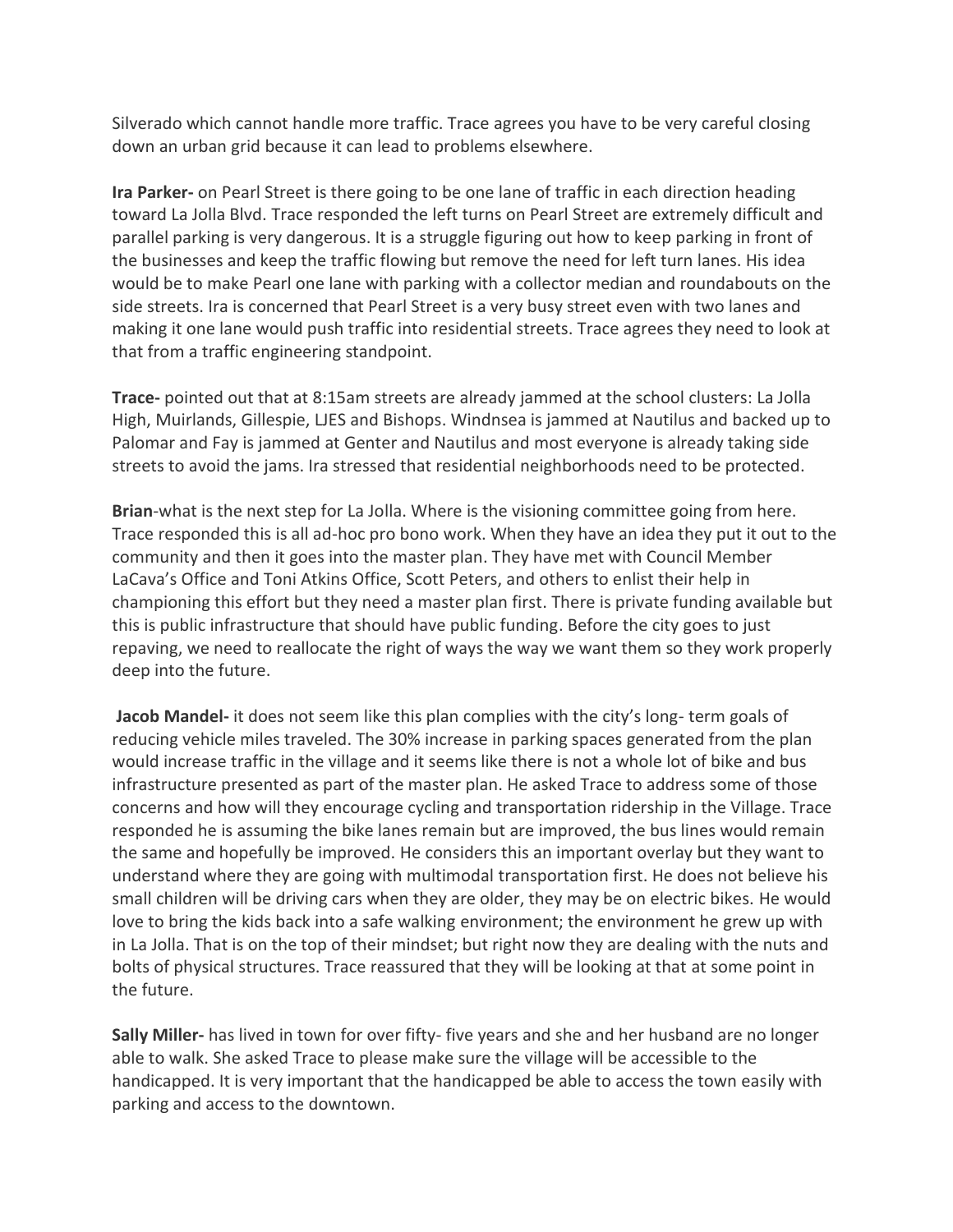Silverado which cannot handle more traffic. Trace agrees you have to be very careful closing down an urban grid because it can lead to problems elsewhere.

**Ira Parker-** on Pearl Street is there going to be one lane of traffic in each direction heading toward La Jolla Blvd. Trace responded the left turns on Pearl Street are extremely difficult and parallel parking is very dangerous. It is a struggle figuring out how to keep parking in front of the businesses and keep the traffic flowing but remove the need for left turn lanes. His idea would be to make Pearl one lane with parking with a collector median and roundabouts on the side streets. Ira is concerned that Pearl Street is a very busy street even with two lanes and making it one lane would push traffic into residential streets. Trace agrees they need to look at that from a traffic engineering standpoint.

**Trace-** pointed out that at 8:15am streets are already jammed at the school clusters: La Jolla High, Muirlands, Gillespie, LJES and Bishops. Windnsea is jammed at Nautilus and backed up to Palomar and Fay is jammed at Genter and Nautilus and most everyone is already taking side streets to avoid the jams. Ira stressed that residential neighborhoods need to be protected.

**Brian**-what is the next step for La Jolla. Where is the visioning committee going from here. Trace responded this is all ad-hoc pro bono work. When they have an idea they put it out to the community and then it goes into the master plan. They have met with Council Member LaCava's Office and Toni Atkins Office, Scott Peters, and others to enlist their help in championing this effort but they need a master plan first. There is private funding available but this is public infrastructure that should have public funding. Before the city goes to just repaving, we need to reallocate the right of ways the way we want them so they work properly deep into the future.

**Jacob Mandel-** it does not seem like this plan complies with the city's long- term goals of reducing vehicle miles traveled. The 30% increase in parking spaces generated from the plan would increase traffic in the village and it seems like there is not a whole lot of bike and bus infrastructure presented as part of the master plan. He asked Trace to address some of those concerns and how will they encourage cycling and transportation ridership in the Village. Trace responded he is assuming the bike lanes remain but are improved, the bus lines would remain the same and hopefully be improved. He considers this an important overlay but they want to understand where they are going with multimodal transportation first. He does not believe his small children will be driving cars when they are older, they may be on electric bikes. He would love to bring the kids back into a safe walking environment; the environment he grew up with in La Jolla. That is on the top of their mindset; but right now they are dealing with the nuts and bolts of physical structures. Trace reassured that they will be looking at that at some point in the future.

**Sally Miller-** has lived in town for over fifty- five years and she and her husband are no longer able to walk. She asked Trace to please make sure the village will be accessible to the handicapped. It is very important that the handicapped be able to access the town easily with parking and access to the downtown.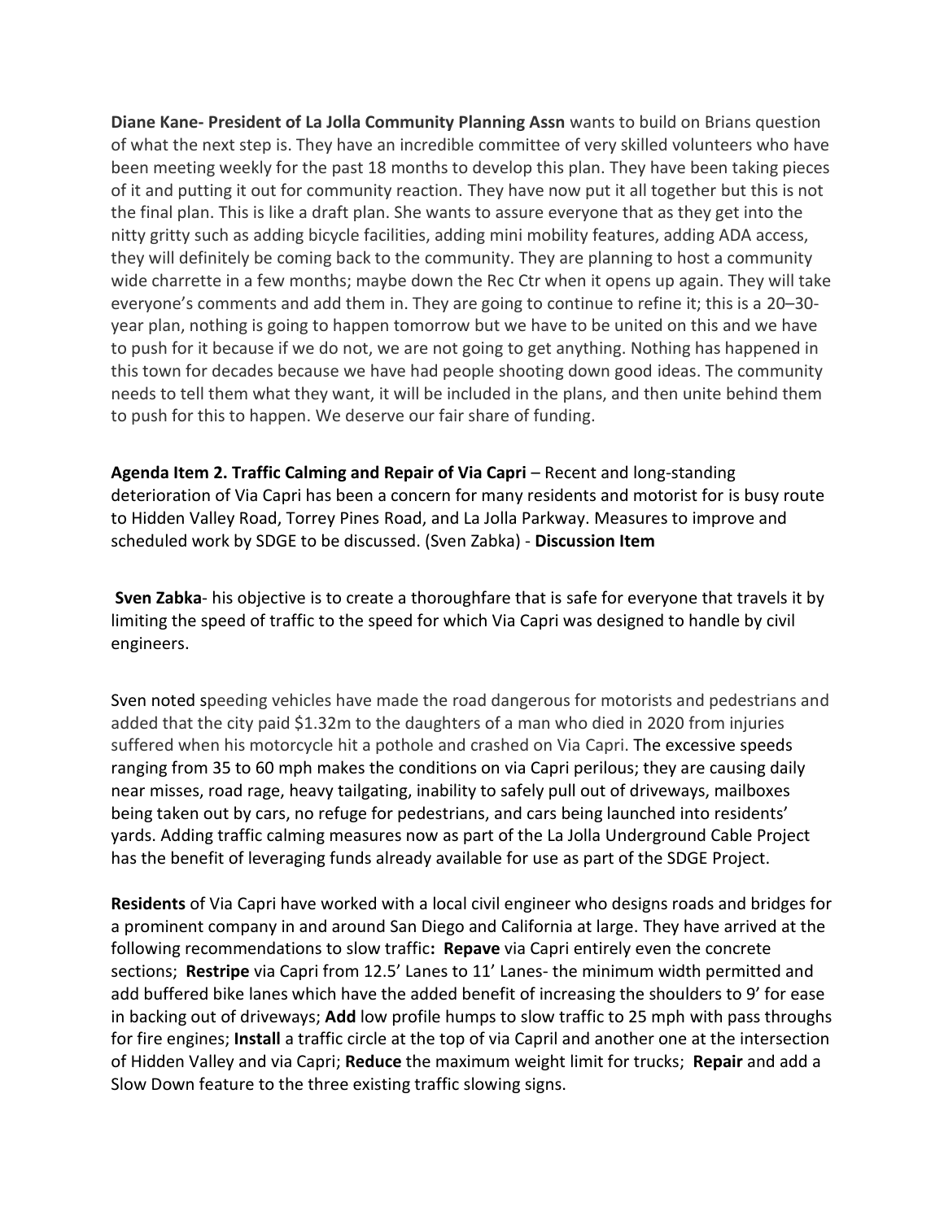**Diane Kane- President of La Jolla Community Planning Assn** wants to build on Brians question of what the next step is. They have an incredible committee of very skilled volunteers who have been meeting weekly for the past 18 months to develop this plan. They have been taking pieces of it and putting it out for community reaction. They have now put it all together but this is not the final plan. This is like a draft plan. She wants to assure everyone that as they get into the nitty gritty such as adding bicycle facilities, adding mini mobility features, adding ADA access, they will definitely be coming back to the community. They are planning to host a community wide charrette in a few months; maybe down the Rec Ctr when it opens up again. They will take everyone's comments and add them in. They are going to continue to refine it; this is a 20–30-year plan, nothing is going to happen tomorrow but we have to be united on this and we have to push for it because if we do not, we are not going to get anything. Nothing has happened in this town for decades because we have had people shooting down good ideas. The community needs to tell them what they want, it will be included in the plans, and then unite behind them to push for this to happen. We deserve our fair share of funding.

**Agenda Item 2. Traffic Calming and Repair of Via Capri** – Recent and long-standing deterioration of Via Capri has been a concern for many residents and motorist for is busy route to Hidden Valley Road, Torrey Pines Road, and La Jolla Parkway. Measures to improve and scheduled work by SDGE to be discussed. (Sven Zabka) - **Discussion Item**

**Sven Zabka**- his objective is to create a thoroughfare that is safe for everyone that travels it by limiting the speed of traffic to the speed for which Via Capri was designed to handle by civil engineers.

Sven noted speeding vehicles have made the road dangerous for motorists and pedestrians and added that the city paid $1.32m to the daughters of a man who died in 2020 from injuries suffered when his motorcycle hit a pothole and crashed on Via Capri. The excessive speeds ranging from 35 to 60 mph makes the conditions on via Capri perilous; they are causing daily near misses, road rage, heavy tailgating, inability to safely pull out of driveways, mailboxes being taken out by cars, no refuge for pedestrians, and cars being launched into residents' yards. Adding traffic calming measures now as part of the La Jolla Underground Cable Project has the benefit of leveraging funds already available for use as part of the SDGE Project.

**Residents** of Via Capri have worked with a local civil engineer who designs roads and bridges for a prominent company in and around San Diego and California at large. They have arrived at the following recommendations to slow traffic**: Repave** via Capri entirely even the concrete sections; **Restripe** via Capri from 12.5' Lanes to 11' Lanes- the minimum width permitted and add buffered bike lanes which have the added benefit of increasing the shoulders to 9' for ease in backing out of driveways; **Add** low profile humps to slow traffic to 25 mph with pass throughs for fire engines; **Install** a traffic circle at the top of via Capril and another one at the intersection of Hidden Valley and via Capri; **Reduce** the maximum weight limit for trucks; **Repair** and add a Slow Down feature to the three existing traffic slowing signs.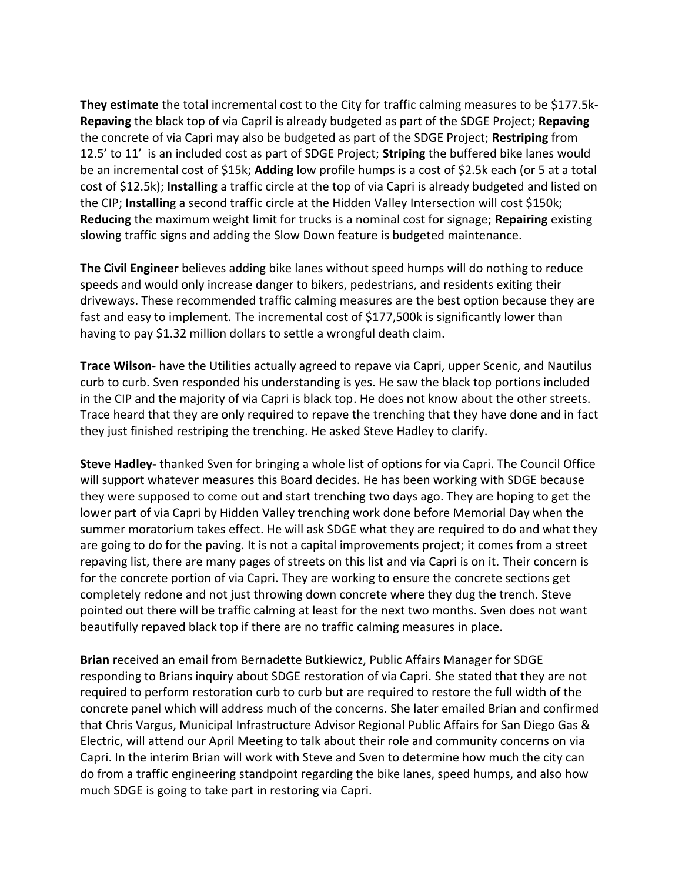**They estimate** the total incremental cost to the City for traffic calming measures to be $177.5k- **Repaving** the black top of via Capril is already budgeted as part of the SDGE Project; **Repaving** the concrete of via Capri may also be budgeted as part of the SDGE Project; **Restriping** from 12.5' to 11' is an included cost as part of SDGE Project; **Striping** the buffered bike lanes would be an incremental cost of $15k; **Adding** low profile humps is a cost of $2.5k each (or 5 at a total cost of $12.5k); **Installing** a traffic circle at the top of via Capri is already budgeted and listed on the CIP; **Installin**g a second traffic circle at the Hidden Valley Intersection will cost $150k; **Reducing** the maximum weight limit for trucks is a nominal cost for signage; **Repairing** existing slowing traffic signs and adding the Slow Down feature is budgeted maintenance.

**The Civil Engineer** believes adding bike lanes without speed humps will do nothing to reduce speeds and would only increase danger to bikers, pedestrians, and residents exiting their driveways. These recommended traffic calming measures are the best option because they are fast and easy to implement. The incremental cost of $177,500k is significantly lower than having to pay $1.32 million dollars to settle a wrongful death claim.

**Trace Wilson**- have the Utilities actually agreed to repave via Capri, upper Scenic, and Nautilus curb to curb. Sven responded his understanding is yes. He saw the black top portions included in the CIP and the majority of via Capri is black top. He does not know about the other streets. Trace heard that they are only required to repave the trenching that they have done and in fact they just finished restriping the trenching. He asked Steve Hadley to clarify.

**Steve Hadley-** thanked Sven for bringing a whole list of options for via Capri. The Council Office will support whatever measures this Board decides. He has been working with SDGE because they were supposed to come out and start trenching two days ago. They are hoping to get the lower part of via Capri by Hidden Valley trenching work done before Memorial Day when the summer moratorium takes effect. He will ask SDGE what they are required to do and what they are going to do for the paving. It is not a capital improvements project; it comes from a street repaving list, there are many pages of streets on this list and via Capri is on it. Their concern is for the concrete portion of via Capri. They are working to ensure the concrete sections get completely redone and not just throwing down concrete where they dug the trench. Steve pointed out there will be traffic calming at least for the next two months. Sven does not want beautifully repaved black top if there are no traffic calming measures in place.

**Brian** received an email from Bernadette Butkiewicz, Public Affairs Manager for SDGE responding to Brians inquiry about SDGE restoration of via Capri. She stated that they are not required to perform restoration curb to curb but are required to restore the full width of the concrete panel which will address much of the concerns. She later emailed Brian and confirmed that Chris Vargus, Municipal Infrastructure Advisor Regional Public Affairs for San Diego Gas & Electric, will attend our April Meeting to talk about their role and community concerns on via Capri. In the interim Brian will work with Steve and Sven to determine how much the city can do from a traffic engineering standpoint regarding the bike lanes, speed humps, and also how much SDGE is going to take part in restoring via Capri.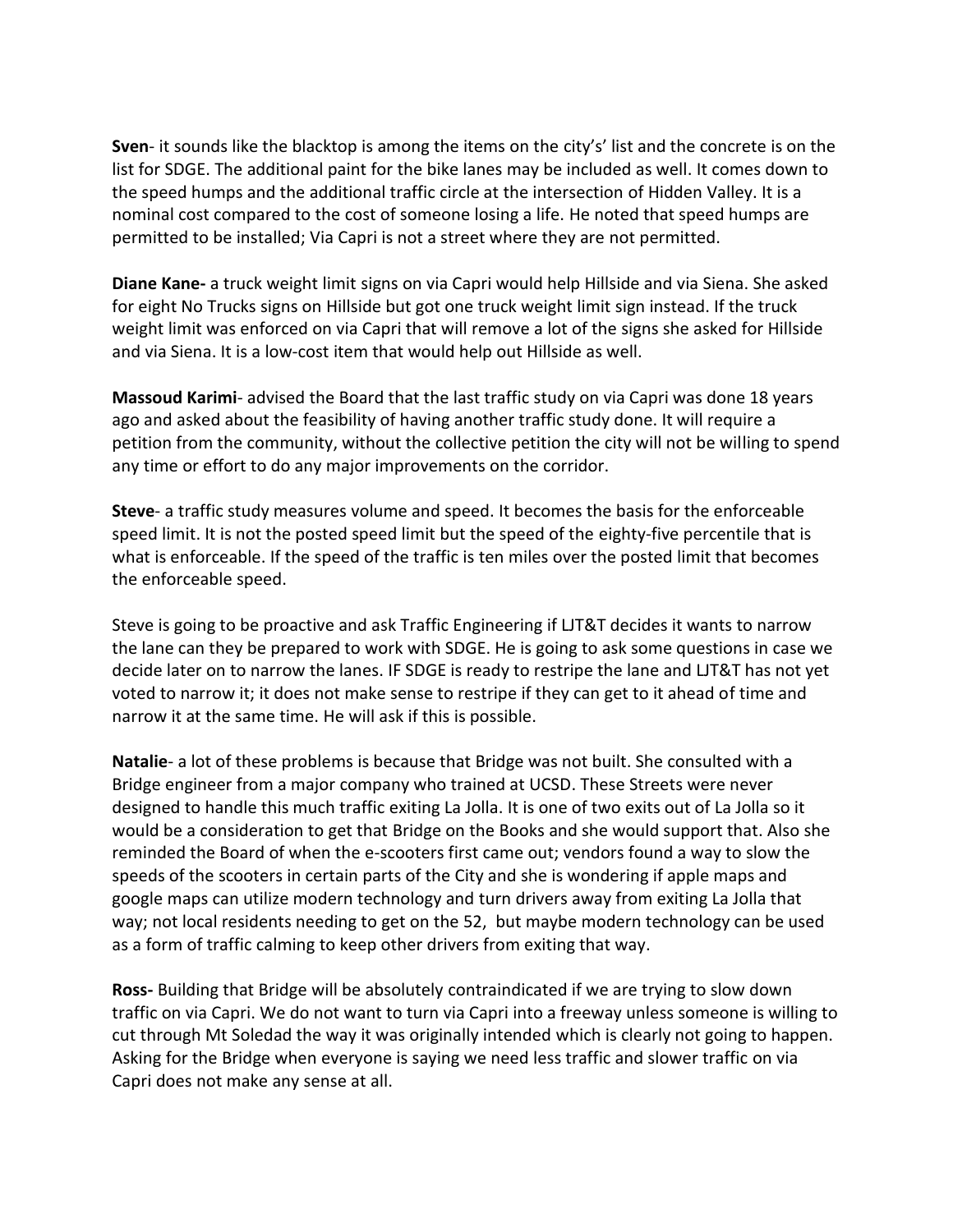**Sven**- it sounds like the blacktop is among the items on the city's' list and the concrete is on the list for SDGE. The additional paint for the bike lanes may be included as well. It comes down to the speed humps and the additional traffic circle at the intersection of Hidden Valley. It is a nominal cost compared to the cost of someone losing a life. He noted that speed humps are permitted to be installed; Via Capri is not a street where they are not permitted.

**Diane Kane-** a truck weight limit signs on via Capri would help Hillside and via Siena. She asked for eight No Trucks signs on Hillside but got one truck weight limit sign instead. If the truck weight limit was enforced on via Capri that will remove a lot of the signs she asked for Hillside and via Siena. It is a low-cost item that would help out Hillside as well.

**Massoud Karimi**- advised the Board that the last traffic study on via Capri was done 18 years ago and asked about the feasibility of having another traffic study done. It will require a petition from the community, without the collective petition the city will not be willing to spend any time or effort to do any major improvements on the corridor.

**Steve**- a traffic study measures volume and speed. It becomes the basis for the enforceable speed limit. It is not the posted speed limit but the speed of the eighty-five percentile that is what is enforceable. If the speed of the traffic is ten miles over the posted limit that becomes the enforceable speed.

Steve is going to be proactive and ask Traffic Engineering if LJT&T decides it wants to narrow the lane can they be prepared to work with SDGE. He is going to ask some questions in case we decide later on to narrow the lanes. IF SDGE is ready to restripe the lane and LJT&T has not yet voted to narrow it; it does not make sense to restripe if they can get to it ahead of time and narrow it at the same time. He will ask if this is possible.

**Natalie**- a lot of these problems is because that Bridge was not built. She consulted with a Bridge engineer from a major company who trained at UCSD. These Streets were never designed to handle this much traffic exiting La Jolla. It is one of two exits out of La Jolla so it would be a consideration to get that Bridge on the Books and she would support that. Also she reminded the Board of when the e-scooters first came out; vendors found a way to slow the speeds of the scooters in certain parts of the City and she is wondering if apple maps and google maps can utilize modern technology and turn drivers away from exiting La Jolla that way; not local residents needing to get on the 52, but maybe modern technology can be used as a form of traffic calming to keep other drivers from exiting that way.

**Ross-** Building that Bridge will be absolutely contraindicated if we are trying to slow down traffic on via Capri. We do not want to turn via Capri into a freeway unless someone is willing to cut through Mt Soledad the way it was originally intended which is clearly not going to happen. Asking for the Bridge when everyone is saying we need less traffic and slower traffic on via Capri does not make any sense at all.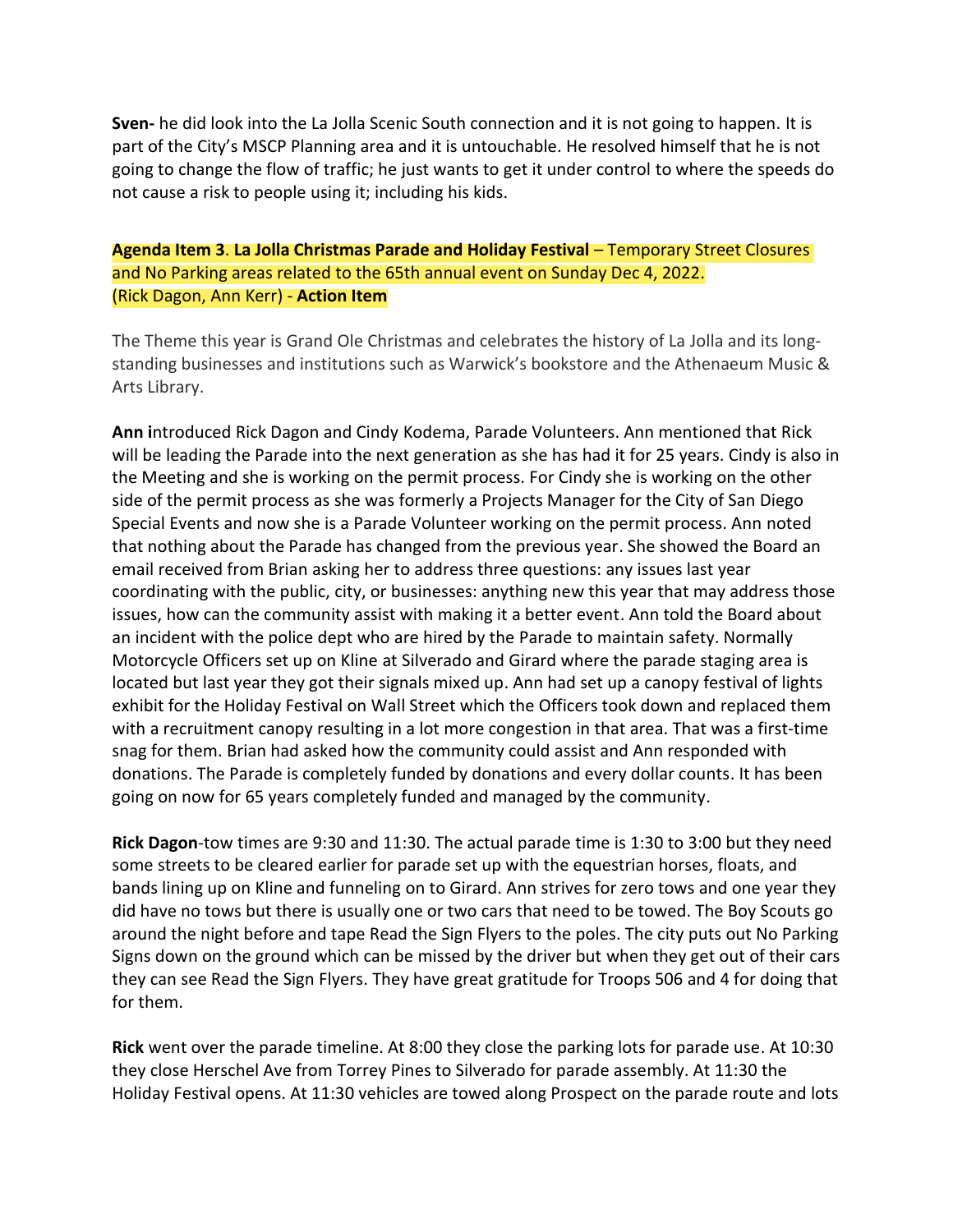**Sven-** he did look into the La Jolla Scenic South connection and it is not going to happen. It is part of the City's MSCP Planning area and it is untouchable. He resolved himself that he is not going to change the flow of traffic; he just wants to get it under control to where the speeds do not cause a risk to people using it; including his kids.

**Agenda Item 3**. **La Jolla Christmas Parade and Holiday Festival** – Temporary Street Closures and No Parking areas related to the 65th annual event on Sunday Dec 4, 2022. (Rick Dagon, Ann Kerr) - **Action Item**

The Theme this year is Grand Ole Christmas and celebrates the history of La Jolla and its long-standing businesses and institutions such as Warwick's bookstore and the Athenaeum Music & Arts Library.

**Ann i**ntroduced Rick Dagon and Cindy Kodema, Parade Volunteers. Ann mentioned that Rick will be leading the Parade into the next generation as she has had it for 25 years. Cindy is also in the Meeting and she is working on the permit process. For Cindy she is working on the other side of the permit process as she was formerly a Projects Manager for the City of San Diego Special Events and now she is a Parade Volunteer working on the permit process. Ann noted that nothing about the Parade has changed from the previous year. She showed the Board an email received from Brian asking her to address three questions: any issues last year coordinating with the public, city, or businesses: anything new this year that may address those issues, how can the community assist with making it a better event. Ann told the Board about an incident with the police dept who are hired by the Parade to maintain safety. Normally Motorcycle Officers set up on Kline at Silverado and Girard where the parade staging area is located but last year they got their signals mixed up. Ann had set up a canopy festival of lights exhibit for the Holiday Festival on Wall Street which the Officers took down and replaced them with a recruitment canopy resulting in a lot more congestion in that area. That was a first-time snag for them. Brian had asked how the community could assist and Ann responded with donations. The Parade is completely funded by donations and every dollar counts. It has been going on now for 65 years completely funded and managed by the community.

**Rick Dagon**-tow times are 9:30 and 11:30. The actual parade time is 1:30 to 3:00 but they need some streets to be cleared earlier for parade set up with the equestrian horses, floats, and bands lining up on Kline and funneling on to Girard. Ann strives for zero tows and one year they did have no tows but there is usually one or two cars that need to be towed. The Boy Scouts go around the night before and tape Read the Sign Flyers to the poles. The city puts out No Parking Signs down on the ground which can be missed by the driver but when they get out of their cars they can see Read the Sign Flyers. They have great gratitude for Troops 506 and 4 for doing that for them.

**Rick** went over the parade timeline. At 8:00 they close the parking lots for parade use. At 10:30 they close Herschel Ave from Torrey Pines to Silverado for parade assembly. At 11:30 the Holiday Festival opens. At 11:30 vehicles are towed along Prospect on the parade route and lots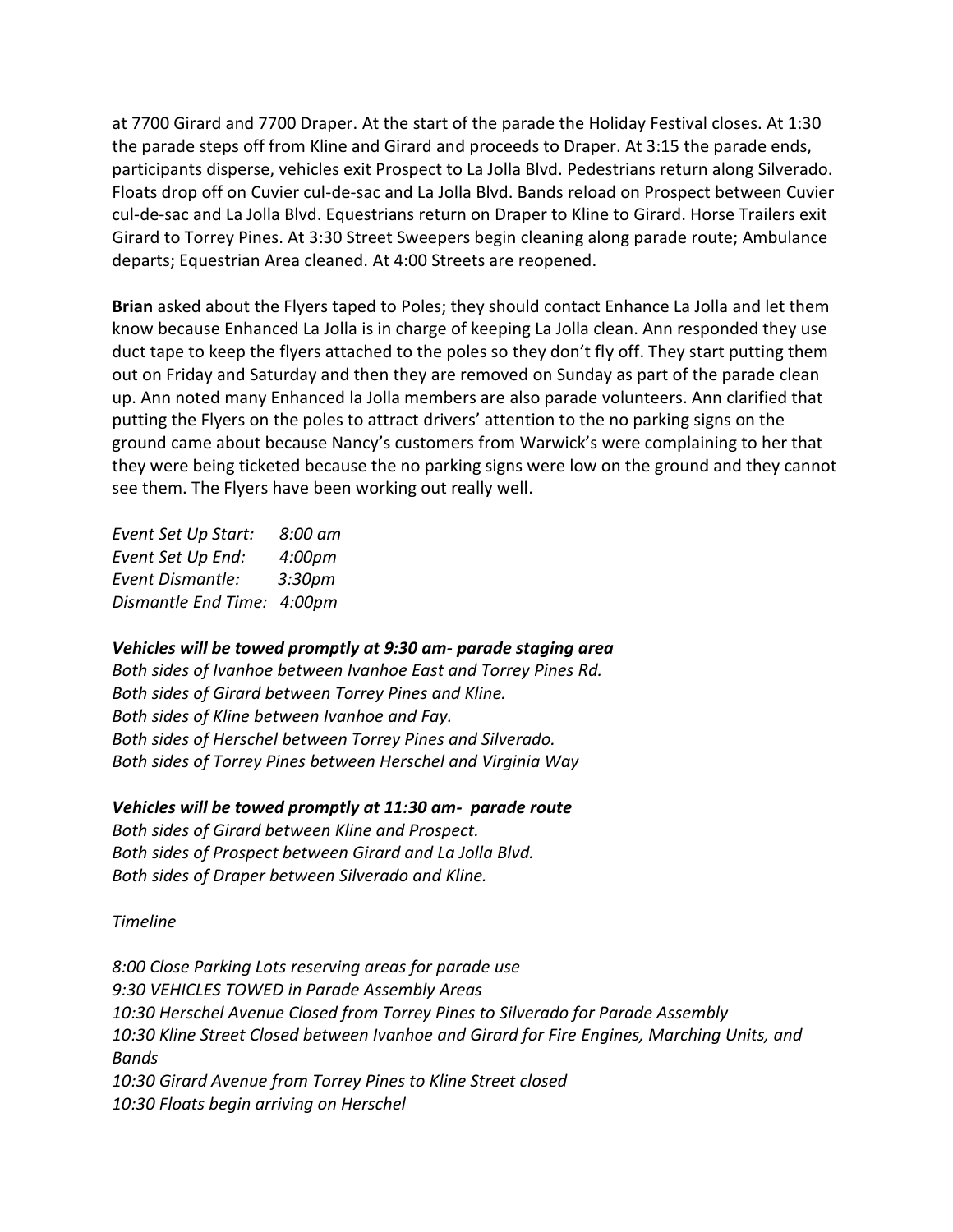at 7700 Girard and 7700 Draper. At the start of the parade the Holiday Festival closes. At 1:30 the parade steps off from Kline and Girard and proceeds to Draper. At 3:15 the parade ends, participants disperse, vehicles exit Prospect to La Jolla Blvd. Pedestrians return along Silverado. Floats drop off on Cuvier cul-de-sac and La Jolla Blvd. Bands reload on Prospect between Cuvier cul-de-sac and La Jolla Blvd. Equestrians return on Draper to Kline to Girard. Horse Trailers exit Girard to Torrey Pines. At 3:30 Street Sweepers begin cleaning along parade route; Ambulance departs; Equestrian Area cleaned. At 4:00 Streets are reopened.

**Brian** asked about the Flyers taped to Poles; they should contact Enhance La Jolla and let them know because Enhanced La Jolla is in charge of keeping La Jolla clean. Ann responded they use duct tape to keep the flyers attached to the poles so they don't fly off. They start putting them out on Friday and Saturday and then they are removed on Sunday as part of the parade clean up. Ann noted many Enhanced la Jolla members are also parade volunteers. Ann clarified that putting the Flyers on the poles to attract drivers' attention to the no parking signs on the ground came about because Nancy's customers from Warwick's were complaining to her that they were being ticketed because the no parking signs were low on the ground and they cannot see them. The Flyers have been working out really well.

*Event Set Up Start: 8:00 am*
*Event Set Up End: 4:00pm*
*Event Dismantle: 3:30pm*
*Dismantle End Time: 4:00pm*

***Vehicles will be towed promptly at 9:30 am- parade staging area***
*Both sides of Ivanhoe between Ivanhoe East and Torrey Pines Rd.*
*Both sides of Girard between Torrey Pines and Kline.*
*Both sides of Kline between Ivanhoe and Fay.*
*Both sides of Herschel between Torrey Pines and Silverado.*
*Both sides of Torrey Pines between Herschel and Virginia Way*

***Vehicles will be towed promptly at 11:30 am- parade route***
*Both sides of Girard between Kline and Prospect.*
*Both sides of Prospect between Girard and La Jolla Blvd.*
*Both sides of Draper between Silverado and Kline.*

*Timeline*

*8:00 Close Parking Lots reserving areas for parade use*
*9:30 VEHICLES TOWED in Parade Assembly Areas*
*10:30 Herschel Avenue Closed from Torrey Pines to Silverado for Parade Assembly*
*10:30 Kline Street Closed between Ivanhoe and Girard for Fire Engines, Marching Units, and Bands*
*10:30 Girard Avenue from Torrey Pines to Kline Street closed*
*10:30 Floats begin arriving on Herschel*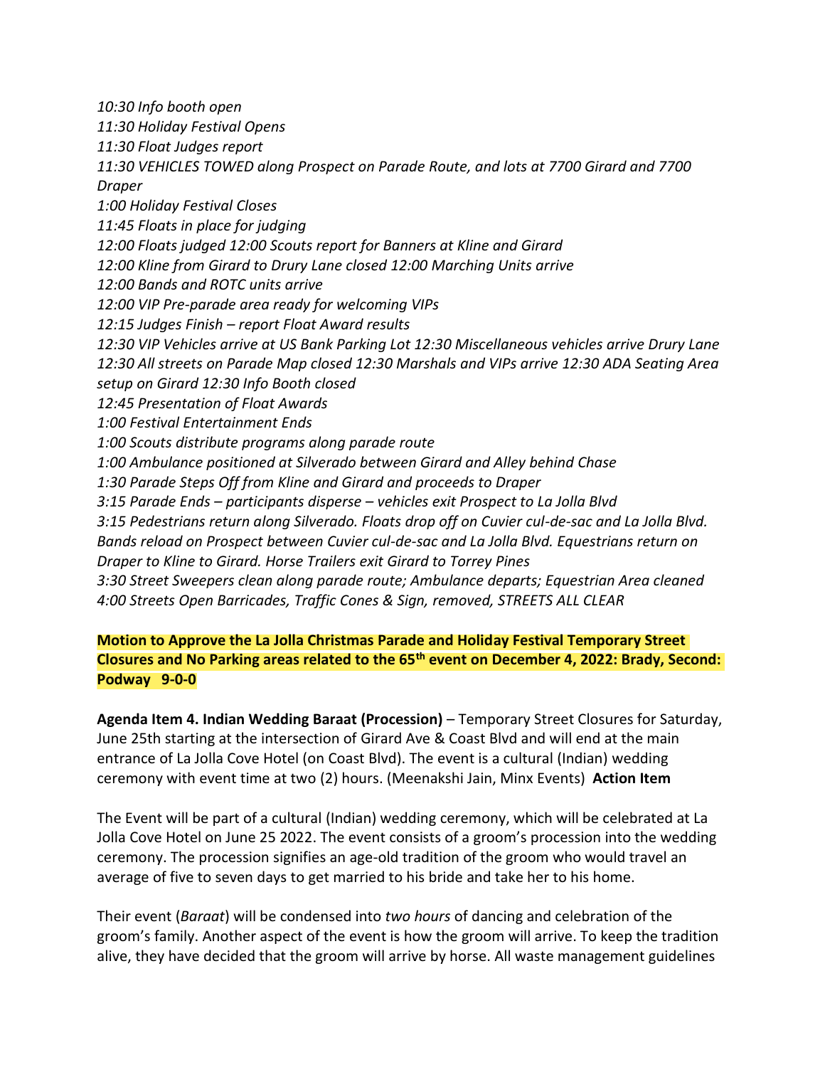*10:30 Info booth open*
*11:30 Holiday Festival Opens*
*11:30 Float Judges report*
*11:30 VEHICLES TOWED along Prospect on Parade Route, and lots at 7700 Girard and 7700 Draper*
*1:00 Holiday Festival Closes*
*11:45 Floats in place for judging*
*12:00 Floats judged 12:00 Scouts report for Banners at Kline and Girard*
*12:00 Kline from Girard to Drury Lane closed 12:00 Marching Units arrive*
*12:00 Bands and ROTC units arrive*
*12:00 VIP Pre-parade area ready for welcoming VIPs*
*12:15 Judges Finish – report Float Award results*
*12:30 VIP Vehicles arrive at US Bank Parking Lot 12:30 Miscellaneous vehicles arrive Drury Lane*
*12:30 All streets on Parade Map closed 12:30 Marshals and VIPs arrive 12:30 ADA Seating Area setup on Girard 12:30 Info Booth closed*
*12:45 Presentation of Float Awards*
*1:00 Festival Entertainment Ends*
*1:00 Scouts distribute programs along parade route*
*1:00 Ambulance positioned at Silverado between Girard and Alley behind Chase*
*1:30 Parade Steps Off from Kline and Girard and proceeds to Draper*
*3:15 Parade Ends – participants disperse – vehicles exit Prospect to La Jolla Blvd*
*3:15 Pedestrians return along Silverado. Floats drop off on Cuvier cul-de-sac and La Jolla Blvd. Bands reload on Prospect between Cuvier cul-de-sac and La Jolla Blvd. Equestrians return on Draper to Kline to Girard. Horse Trailers exit Girard to Torrey Pines*
*3:30 Street Sweepers clean along parade route; Ambulance departs; Equestrian Area cleaned*
*4:00 Streets Open Barricades, Traffic Cones & Sign, removed, STREETS ALL CLEAR*

**Motion to Approve the La Jolla Christmas Parade and Holiday Festival Temporary Street Closures and No Parking areas related to the 65th event on December 4, 2022: Brady, Second: Podway 9-0-0**

**Agenda Item 4. Indian Wedding Baraat (Procession)** – Temporary Street Closures for Saturday, June 25th starting at the intersection of Girard Ave & Coast Blvd and will end at the main entrance of La Jolla Cove Hotel (on Coast Blvd). The event is a cultural (Indian) wedding ceremony with event time at two (2) hours. (Meenakshi Jain, Minx Events) **Action Item**

The Event will be part of a cultural (Indian) wedding ceremony, which will be celebrated at La Jolla Cove Hotel on June 25 2022. The event consists of a groom's procession into the wedding ceremony. The procession signifies an age-old tradition of the groom who would travel an average of five to seven days to get married to his bride and take her to his home.

Their event (*Baraat*) will be condensed into *two hours* of dancing and celebration of the groom's family. Another aspect of the event is how the groom will arrive. To keep the tradition alive, they have decided that the groom will arrive by horse. All waste management guidelines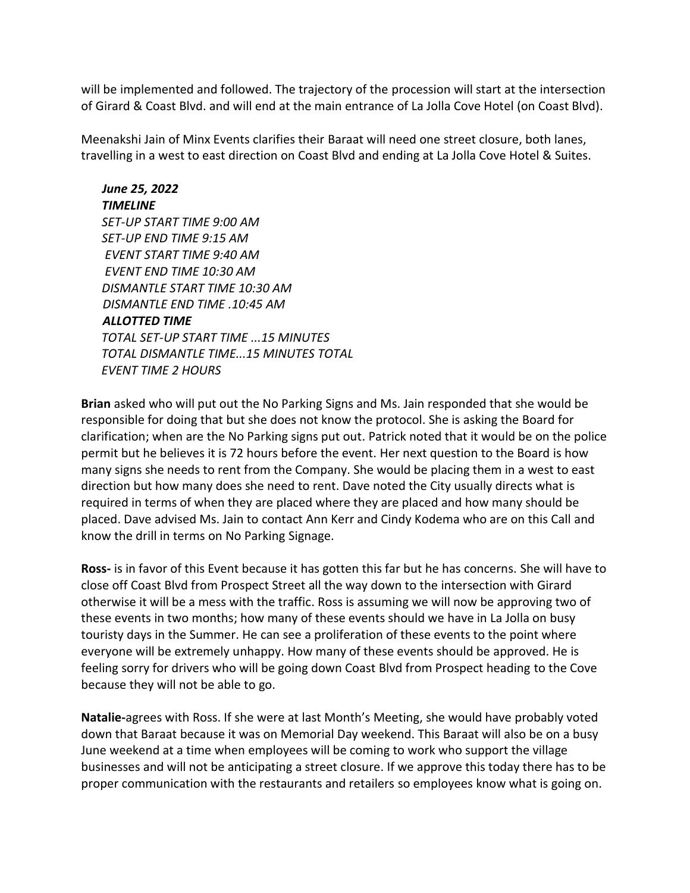will be implemented and followed. The trajectory of the procession will start at the intersection of Girard & Coast Blvd. and will end at the main entrance of La Jolla Cove Hotel (on Coast Blvd).

Meenakshi Jain of Minx Events clarifies their Baraat will need one street closure, both lanes, travelling in a west to east direction on Coast Blvd and ending at La Jolla Cove Hotel & Suites.

> ***June 25, 2022***
> ***TIMELINE***
> *SET-UP START TIME 9:00 AM*
> *SET-UP END TIME 9:15 AM*
> *EVENT START TIME 9:40 AM*
> *EVENT END TIME 10:30 AM*
> *DISMANTLE START TIME 10:30 AM*
> *DISMANTLE END TIME .10:45 AM*
> ***ALLOTTED TIME***
> *TOTAL SET-UP START TIME ...15 MINUTES*
> *TOTAL DISMANTLE TIME...15 MINUTES TOTAL*
> *EVENT TIME 2 HOURS*

**Brian** asked who will put out the No Parking Signs and Ms. Jain responded that she would be responsible for doing that but she does not know the protocol. She is asking the Board for clarification; when are the No Parking signs put out. Patrick noted that it would be on the police permit but he believes it is 72 hours before the event. Her next question to the Board is how many signs she needs to rent from the Company. She would be placing them in a west to east direction but how many does she need to rent. Dave noted the City usually directs what is required in terms of when they are placed where they are placed and how many should be placed. Dave advised Ms. Jain to contact Ann Kerr and Cindy Kodema who are on this Call and know the drill in terms on No Parking Signage.

**Ross-** is in favor of this Event because it has gotten this far but he has concerns. She will have to close off Coast Blvd from Prospect Street all the way down to the intersection with Girard otherwise it will be a mess with the traffic. Ross is assuming we will now be approving two of these events in two months; how many of these events should we have in La Jolla on busy touristy days in the Summer. He can see a proliferation of these events to the point where everyone will be extremely unhappy. How many of these events should be approved. He is feeling sorry for drivers who will be going down Coast Blvd from Prospect heading to the Cove because they will not be able to go.

**Natalie-**agrees with Ross. If she were at last Month's Meeting, she would have probably voted down that Baraat because it was on Memorial Day weekend. This Baraat will also be on a busy June weekend at a time when employees will be coming to work who support the village businesses and will not be anticipating a street closure. If we approve this today there has to be proper communication with the restaurants and retailers so employees know what is going on.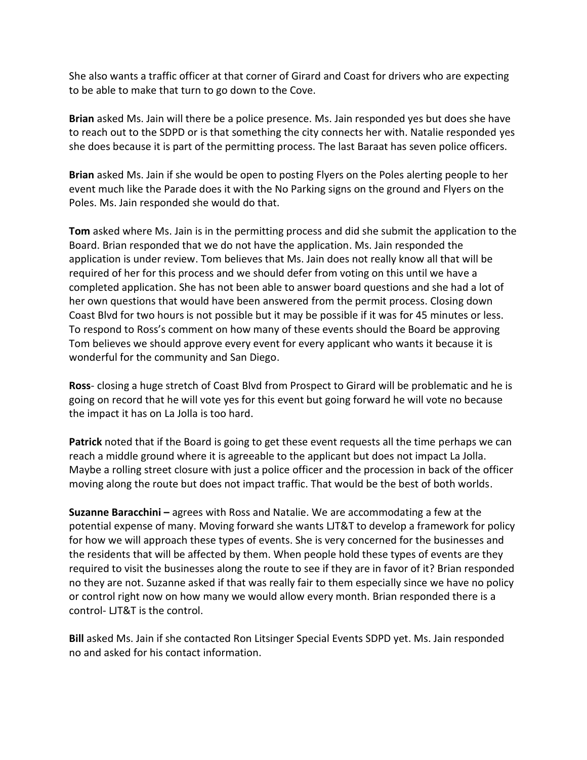She also wants a traffic officer at that corner of Girard and Coast for drivers who are expecting to be able to make that turn to go down to the Cove.

**Brian** asked Ms. Jain will there be a police presence. Ms. Jain responded yes but does she have to reach out to the SDPD or is that something the city connects her with. Natalie responded yes she does because it is part of the permitting process. The last Baraat has seven police officers.

**Brian** asked Ms. Jain if she would be open to posting Flyers on the Poles alerting people to her event much like the Parade does it with the No Parking signs on the ground and Flyers on the Poles. Ms. Jain responded she would do that.

**Tom** asked where Ms. Jain is in the permitting process and did she submit the application to the Board. Brian responded that we do not have the application. Ms. Jain responded the application is under review. Tom believes that Ms. Jain does not really know all that will be required of her for this process and we should defer from voting on this until we have a completed application. She has not been able to answer board questions and she had a lot of her own questions that would have been answered from the permit process. Closing down Coast Blvd for two hours is not possible but it may be possible if it was for 45 minutes or less. To respond to Ross's comment on how many of these events should the Board be approving Tom believes we should approve every event for every applicant who wants it because it is wonderful for the community and San Diego.

**Ross**- closing a huge stretch of Coast Blvd from Prospect to Girard will be problematic and he is going on record that he will vote yes for this event but going forward he will vote no because the impact it has on La Jolla is too hard.

**Patrick** noted that if the Board is going to get these event requests all the time perhaps we can reach a middle ground where it is agreeable to the applicant but does not impact La Jolla. Maybe a rolling street closure with just a police officer and the procession in back of the officer moving along the route but does not impact traffic. That would be the best of both worlds.

**Suzanne Baracchini –** agrees with Ross and Natalie. We are accommodating a few at the potential expense of many. Moving forward she wants LJT&T to develop a framework for policy for how we will approach these types of events. She is very concerned for the businesses and the residents that will be affected by them. When people hold these types of events are they required to visit the businesses along the route to see if they are in favor of it? Brian responded no they are not. Suzanne asked if that was really fair to them especially since we have no policy or control right now on how many we would allow every month. Brian responded there is a control- LJT&T is the control.

**Bill** asked Ms. Jain if she contacted Ron Litsinger Special Events SDPD yet. Ms. Jain responded no and asked for his contact information.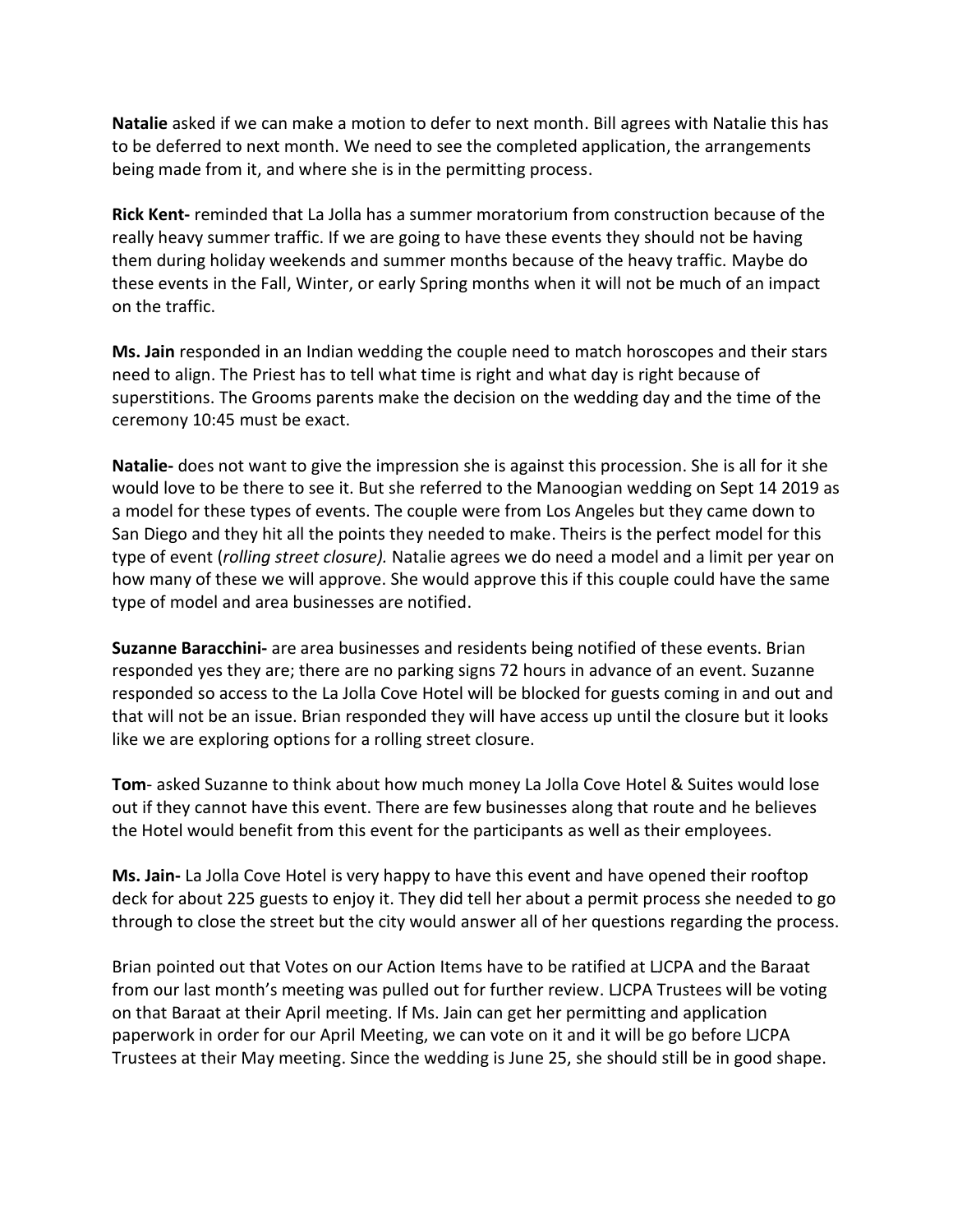**Natalie** asked if we can make a motion to defer to next month. Bill agrees with Natalie this has to be deferred to next month. We need to see the completed application, the arrangements being made from it, and where she is in the permitting process.

**Rick Kent-** reminded that La Jolla has a summer moratorium from construction because of the really heavy summer traffic. If we are going to have these events they should not be having them during holiday weekends and summer months because of the heavy traffic. Maybe do these events in the Fall, Winter, or early Spring months when it will not be much of an impact on the traffic.

**Ms. Jain** responded in an Indian wedding the couple need to match horoscopes and their stars need to align. The Priest has to tell what time is right and what day is right because of superstitions. The Grooms parents make the decision on the wedding day and the time of the ceremony 10:45 must be exact.

**Natalie-** does not want to give the impression she is against this procession. She is all for it she would love to be there to see it. But she referred to the Manoogian wedding on Sept 14 2019 as a model for these types of events. The couple were from Los Angeles but they came down to San Diego and they hit all the points they needed to make. Theirs is the perfect model for this type of event (*rolling street closure).* Natalie agrees we do need a model and a limit per year on how many of these we will approve. She would approve this if this couple could have the same type of model and area businesses are notified.

**Suzanne Baracchini-** are area businesses and residents being notified of these events. Brian responded yes they are; there are no parking signs 72 hours in advance of an event. Suzanne responded so access to the La Jolla Cove Hotel will be blocked for guests coming in and out and that will not be an issue. Brian responded they will have access up until the closure but it looks like we are exploring options for a rolling street closure.

**Tom**- asked Suzanne to think about how much money La Jolla Cove Hotel & Suites would lose out if they cannot have this event. There are few businesses along that route and he believes the Hotel would benefit from this event for the participants as well as their employees.

**Ms. Jain-** La Jolla Cove Hotel is very happy to have this event and have opened their rooftop deck for about 225 guests to enjoy it. They did tell her about a permit process she needed to go through to close the street but the city would answer all of her questions regarding the process.

Brian pointed out that Votes on our Action Items have to be ratified at LJCPA and the Baraat from our last month's meeting was pulled out for further review. LJCPA Trustees will be voting on that Baraat at their April meeting. If Ms. Jain can get her permitting and application paperwork in order for our April Meeting, we can vote on it and it will be go before LJCPA Trustees at their May meeting. Since the wedding is June 25, she should still be in good shape.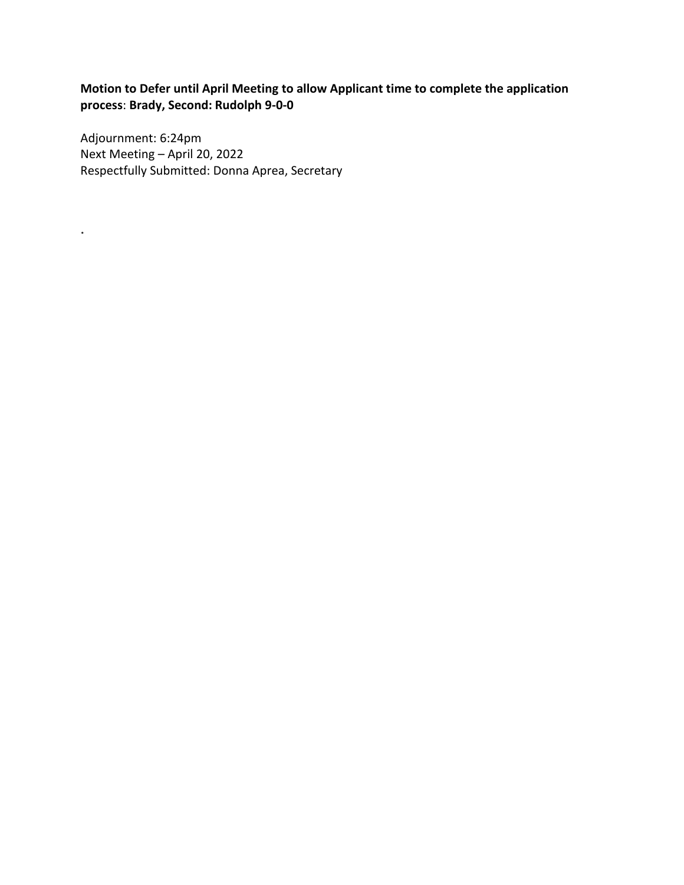**Motion to Defer until April Meeting to allow Applicant time to complete the application process**: **Brady, Second: Rudolph 9-0-0**

Adjournment: 6:24pm
Next Meeting – April 20, 2022
Respectfully Submitted: Donna Aprea, Secretary

.